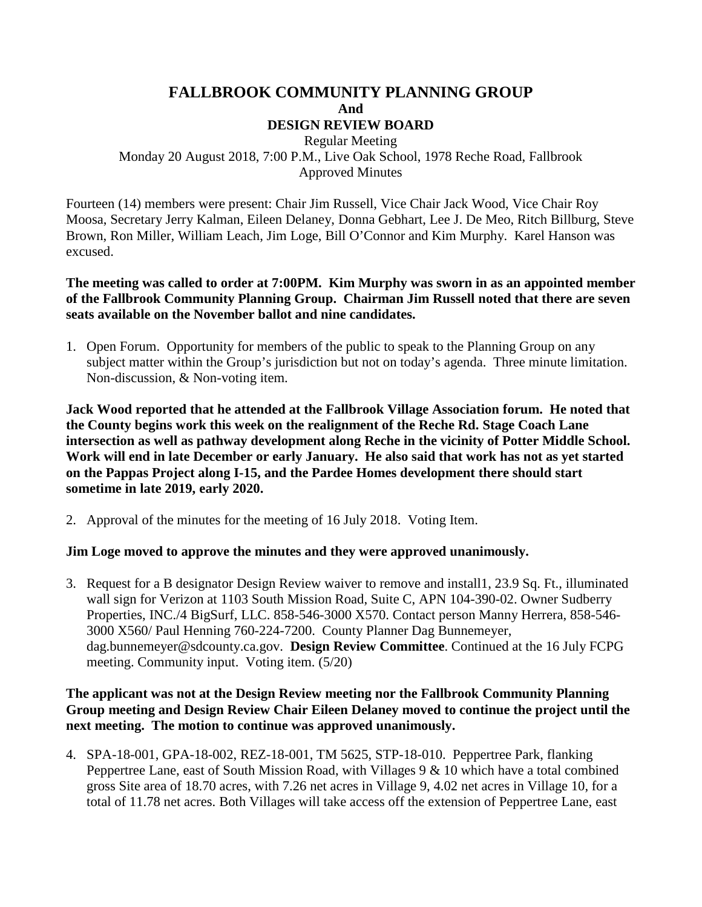# FALLBROOK COMMUNITY PLANNING GROUP
**And**
## DESIGN REVIEW BOARD

Regular Meeting
Monday 20 August 2018, 7:00 P.M., Live Oak School, 1978 Reche Road, Fallbrook
Approved Minutes

Fourteen (14) members were present: Chair Jim Russell, Vice Chair Jack Wood, Vice Chair Roy Moosa, Secretary Jerry Kalman, Eileen Delaney, Donna Gebhart, Lee J. De Meo, Ritch Billburg, Steve Brown, Ron Miller, William Leach, Jim Loge, Bill O'Connor and Kim Murphy. Karel Hanson was excused.

**The meeting was called to order at 7:00PM. Kim Murphy was sworn in as an appointed member of the Fallbrook Community Planning Group. Chairman Jim Russell noted that there are seven seats available on the November ballot and nine candidates.**

1. Open Forum. Opportunity for members of the public to speak to the Planning Group on any subject matter within the Group's jurisdiction but not on today's agenda. Three minute limitation. Non-discussion, & Non-voting item.

**Jack Wood reported that he attended at the Fallbrook Village Association forum. He noted that the County begins work this week on the realignment of the Reche Rd. Stage Coach Lane intersection as well as pathway development along Reche in the vicinity of Potter Middle School. Work will end in late December or early January. He also said that work has not as yet started on the Pappas Project along I-15, and the Pardee Homes development there should start sometime in late 2019, early 2020.**

2. Approval of the minutes for the meeting of 16 July 2018. Voting Item.

**Jim Loge moved to approve the minutes and they were approved unanimously.**

3. Request for a B designator Design Review waiver to remove and install1, 23.9 Sq. Ft., illuminated wall sign for Verizon at 1103 South Mission Road, Suite C, APN 104-390-02. Owner Sudberry Properties, INC./4 BigSurf, LLC. 858-546-3000 X570. Contact person Manny Herrera, 858-546-3000 X560/ Paul Henning 760-224-7200. County Planner Dag Bunnemeyer, dag.bunnemeyer@sdcounty.ca.gov. **Design Review Committee**. Continued at the 16 July FCPG meeting. Community input. Voting item. (5/20)

**The applicant was not at the Design Review meeting nor the Fallbrook Community Planning Group meeting and Design Review Chair Eileen Delaney moved to continue the project until the next meeting. The motion to continue was approved unanimously.**

4. SPA-18-001, GPA-18-002, REZ-18-001, TM 5625, STP-18-010. Peppertree Park, flanking Peppertree Lane, east of South Mission Road, with Villages 9 & 10 which have a total combined gross Site area of 18.70 acres, with 7.26 net acres in Village 9, 4.02 net acres in Village 10, for a total of 11.78 net acres. Both Villages will take access off the extension of Peppertree Lane, east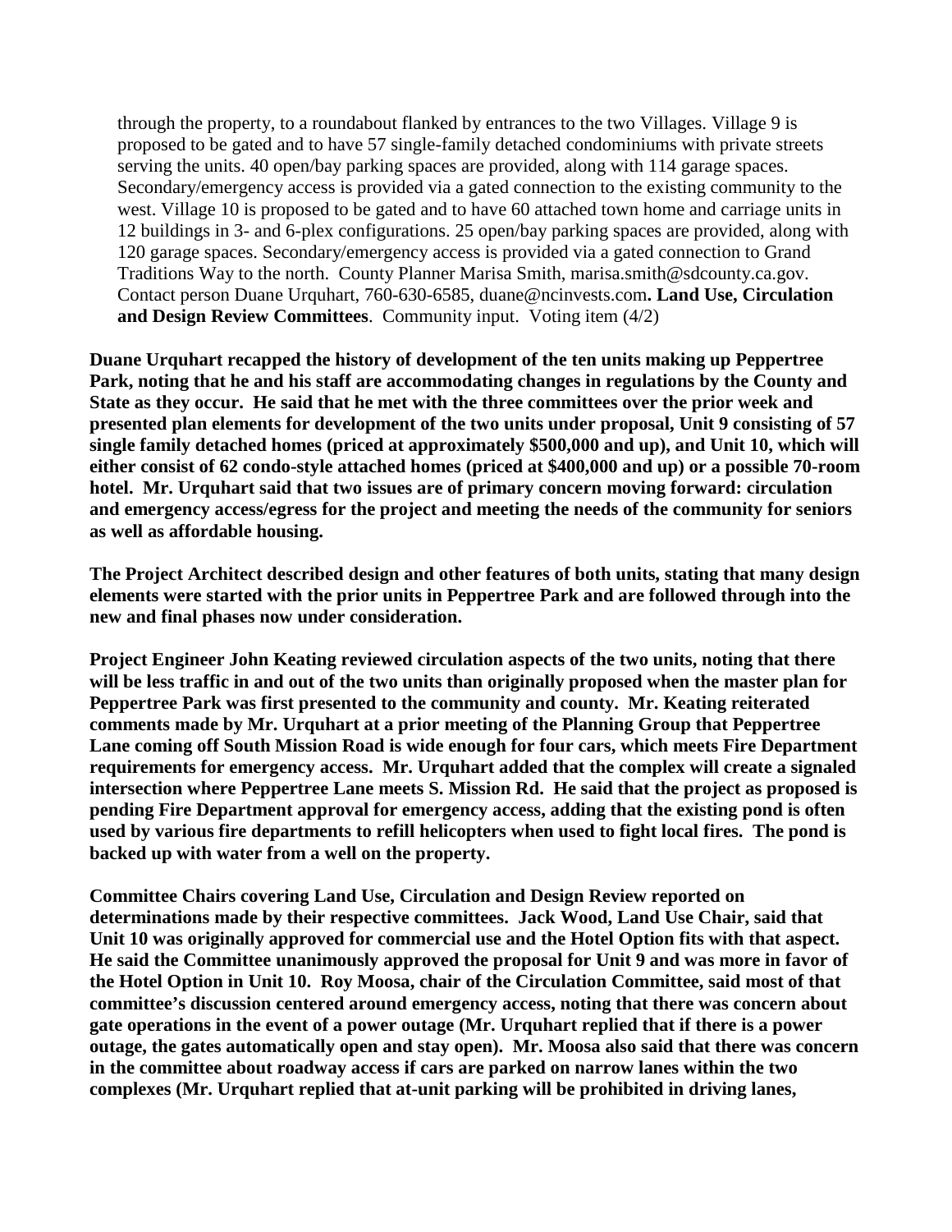through the property, to a roundabout flanked by entrances to the two Villages. Village 9 is proposed to be gated and to have 57 single-family detached condominiums with private streets serving the units. 40 open/bay parking spaces are provided, along with 114 garage spaces. Secondary/emergency access is provided via a gated connection to the existing community to the west. Village 10 is proposed to be gated and to have 60 attached town home and carriage units in 12 buildings in 3- and 6-plex configurations. 25 open/bay parking spaces are provided, along with 120 garage spaces. Secondary/emergency access is provided via a gated connection to Grand Traditions Way to the north. County Planner Marisa Smith, marisa.smith@sdcounty.ca.gov. Contact person Duane Urquhart, 760-630-6585, duane@ncinvests.com**. Land Use, Circulation and Design Review Committees**. Community input. Voting item (4/2)

**Duane Urquhart recapped the history of development of the ten units making up Peppertree Park, noting that he and his staff are accommodating changes in regulations by the County and State as they occur. He said that he met with the three committees over the prior week and presented plan elements for development of the two units under proposal, Unit 9 consisting of 57 single family detached homes (priced at approximately $500,000 and up), and Unit 10, which will either consist of 62 condo-style attached homes (priced at $400,000 and up) or a possible 70-room hotel. Mr. Urquhart said that two issues are of primary concern moving forward: circulation and emergency access/egress for the project and meeting the needs of the community for seniors as well as affordable housing.**

**The Project Architect described design and other features of both units, stating that many design elements were started with the prior units in Peppertree Park and are followed through into the new and final phases now under consideration.**

**Project Engineer John Keating reviewed circulation aspects of the two units, noting that there will be less traffic in and out of the two units than originally proposed when the master plan for Peppertree Park was first presented to the community and county. Mr. Keating reiterated comments made by Mr. Urquhart at a prior meeting of the Planning Group that Peppertree Lane coming off South Mission Road is wide enough for four cars, which meets Fire Department requirements for emergency access. Mr. Urquhart added that the complex will create a signaled intersection where Peppertree Lane meets S. Mission Rd. He said that the project as proposed is pending Fire Department approval for emergency access, adding that the existing pond is often used by various fire departments to refill helicopters when used to fight local fires. The pond is backed up with water from a well on the property.**

**Committee Chairs covering Land Use, Circulation and Design Review reported on determinations made by their respective committees. Jack Wood, Land Use Chair, said that Unit 10 was originally approved for commercial use and the Hotel Option fits with that aspect. He said the Committee unanimously approved the proposal for Unit 9 and was more in favor of the Hotel Option in Unit 10. Roy Moosa, chair of the Circulation Committee, said most of that committee's discussion centered around emergency access, noting that there was concern about gate operations in the event of a power outage (Mr. Urquhart replied that if there is a power outage, the gates automatically open and stay open). Mr. Moosa also said that there was concern in the committee about roadway access if cars are parked on narrow lanes within the two complexes (Mr. Urquhart replied that at-unit parking will be prohibited in driving lanes,**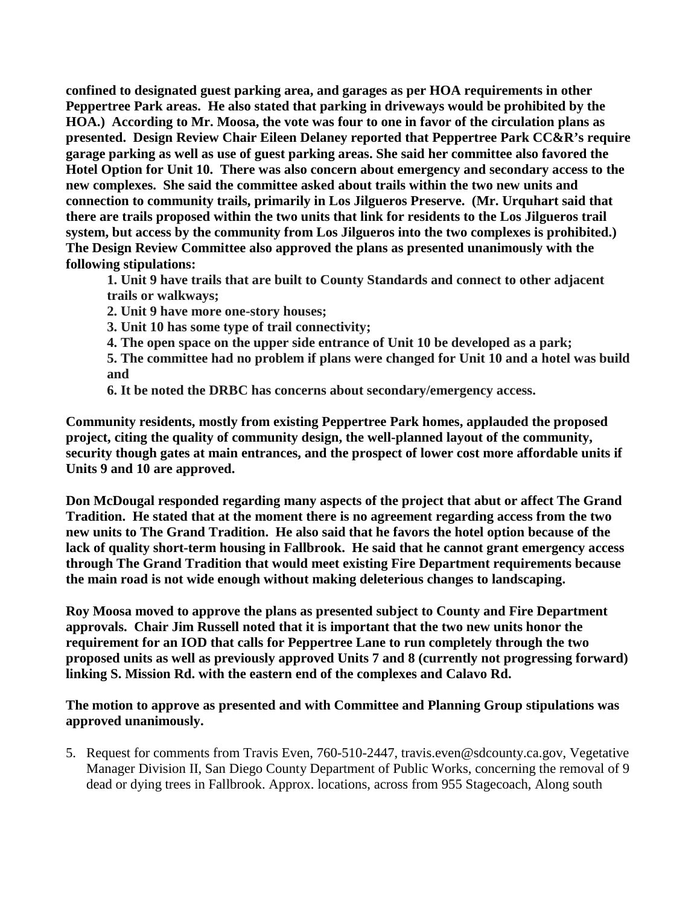**confined to designated guest parking area, and garages as per HOA requirements in other Peppertree Park areas. He also stated that parking in driveways would be prohibited by the HOA.) According to Mr. Moosa, the vote was four to one in favor of the circulation plans as presented. Design Review Chair Eileen Delaney reported that Peppertree Park CC&R's require garage parking as well as use of guest parking areas. She said her committee also favored the Hotel Option for Unit 10. There was also concern about emergency and secondary access to the new complexes. She said the committee asked about trails within the two new units and connection to community trails, primarily in Los Jilgueros Preserve. (Mr. Urquhart said that there are trails proposed within the two units that link for residents to the Los Jilgueros trail system, but access by the community from Los Jilgueros into the two complexes is prohibited.) The Design Review Committee also approved the plans as presented unanimously with the following stipulations:**

**1. Unit 9 have trails that are built to County Standards and connect to other adjacent trails or walkways;**

**2. Unit 9 have more one-story houses;**

**3. Unit 10 has some type of trail connectivity;**

**4. The open space on the upper side entrance of Unit 10 be developed as a park;**

**5. The committee had no problem if plans were changed for Unit 10 and a hotel was build and**

**6. It be noted the DRBC has concerns about secondary/emergency access.**

**Community residents, mostly from existing Peppertree Park homes, applauded the proposed project, citing the quality of community design, the well-planned layout of the community, security though gates at main entrances, and the prospect of lower cost more affordable units if Units 9 and 10 are approved.**

**Don McDougal responded regarding many aspects of the project that abut or affect The Grand Tradition. He stated that at the moment there is no agreement regarding access from the two new units to The Grand Tradition. He also said that he favors the hotel option because of the lack of quality short-term housing in Fallbrook. He said that he cannot grant emergency access through The Grand Tradition that would meet existing Fire Department requirements because the main road is not wide enough without making deleterious changes to landscaping.**

**Roy Moosa moved to approve the plans as presented subject to County and Fire Department approvals. Chair Jim Russell noted that it is important that the two new units honor the requirement for an IOD that calls for Peppertree Lane to run completely through the two proposed units as well as previously approved Units 7 and 8 (currently not progressing forward) linking S. Mission Rd. with the eastern end of the complexes and Calavo Rd.**

**The motion to approve as presented and with Committee and Planning Group stipulations was approved unanimously.**

5. Request for comments from Travis Even, 760-510-2447, travis.even@sdcounty.ca.gov, Vegetative Manager Division II, San Diego County Department of Public Works, concerning the removal of 9 dead or dying trees in Fallbrook. Approx. locations, across from 955 Stagecoach, Along south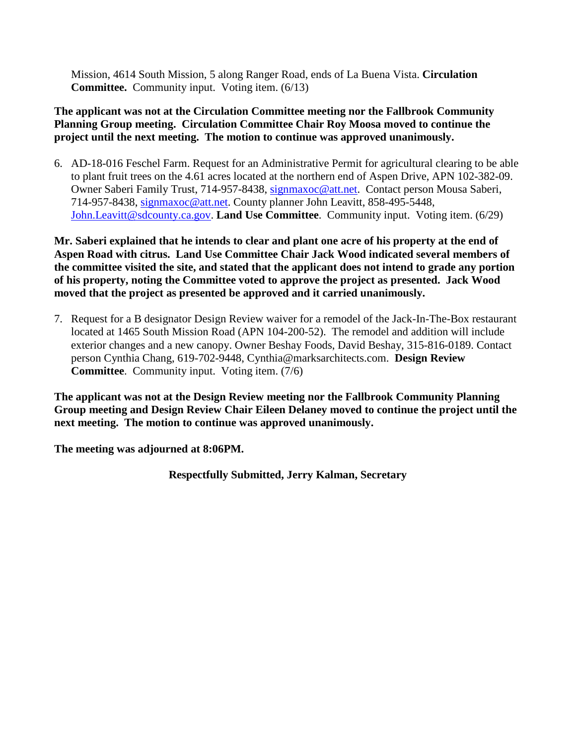Mission, 4614 South Mission, 5 along Ranger Road, ends of La Buena Vista. **Circulation Committee.** Community input. Voting item. (6/13)

**The applicant was not at the Circulation Committee meeting nor the Fallbrook Community Planning Group meeting. Circulation Committee Chair Roy Moosa moved to continue the project until the next meeting. The motion to continue was approved unanimously.**

6. AD-18-016 Feschel Farm. Request for an Administrative Permit for agricultural clearing to be able to plant fruit trees on the 4.61 acres located at the northern end of Aspen Drive, APN 102-382-09. Owner Saberi Family Trust, 714-957-8438, signmaxoc@att.net. Contact person Mousa Saberi, 714-957-8438, signmaxoc@att.net. County planner John Leavitt, 858-495-5448, John.Leavitt@sdcounty.ca.gov. **Land Use Committee**. Community input. Voting item. (6/29)

**Mr. Saberi explained that he intends to clear and plant one acre of his property at the end of Aspen Road with citrus. Land Use Committee Chair Jack Wood indicated several members of the committee visited the site, and stated that the applicant does not intend to grade any portion of his property, noting the Committee voted to approve the project as presented. Jack Wood moved that the project as presented be approved and it carried unanimously.**

7. Request for a B designator Design Review waiver for a remodel of the Jack-In-The-Box restaurant located at 1465 South Mission Road (APN 104-200-52). The remodel and addition will include exterior changes and a new canopy. Owner Beshay Foods, David Beshay, 315-816-0189. Contact person Cynthia Chang, 619-702-9448, Cynthia@marksarchitects.com. **Design Review Committee**. Community input. Voting item. (7/6)

**The applicant was not at the Design Review meeting nor the Fallbrook Community Planning Group meeting and Design Review Chair Eileen Delaney moved to continue the project until the next meeting. The motion to continue was approved unanimously.**

**The meeting was adjourned at 8:06PM.**

**Respectfully Submitted, Jerry Kalman, Secretary**